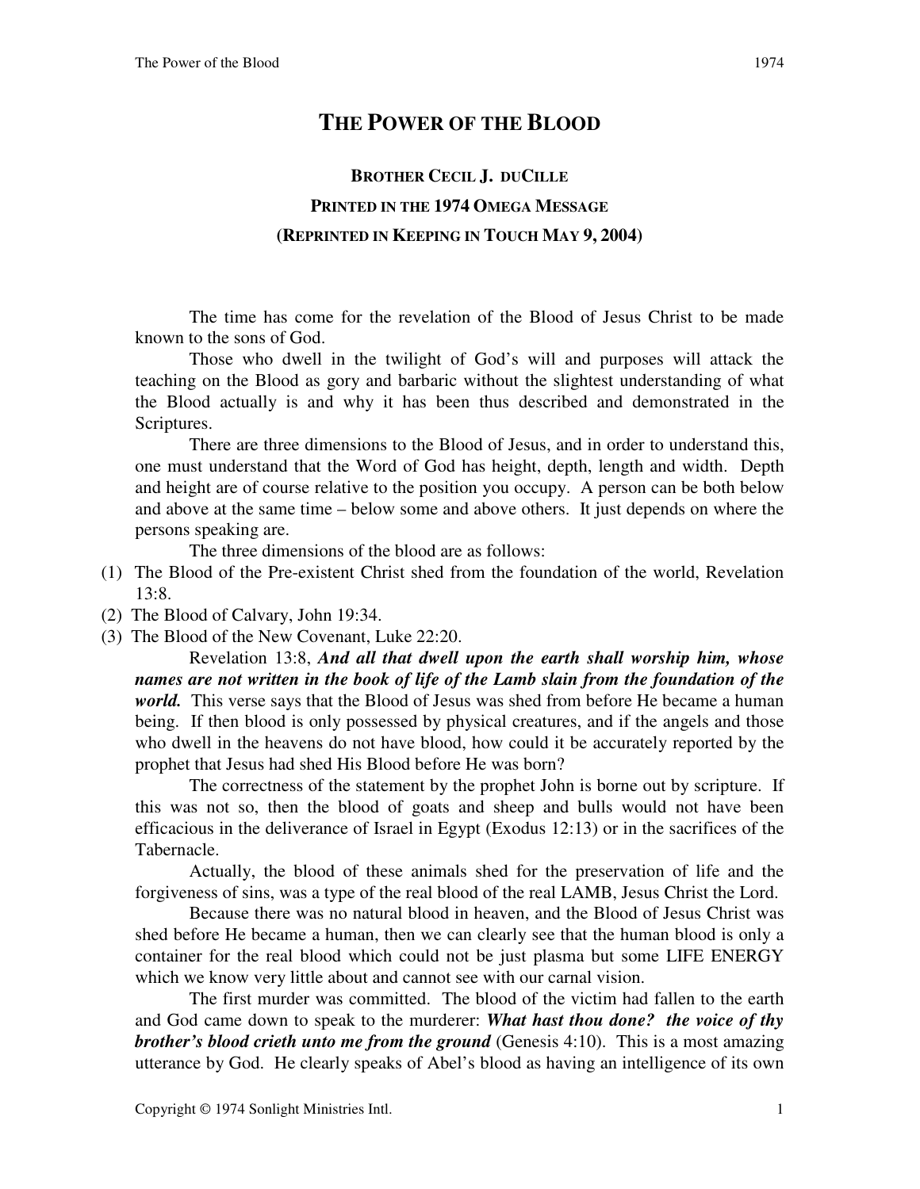# THE POWER OF THE BLOOD

**BROTHER CECIL J. DUCILLE**

**PRINTED IN THE 1974 OMEGA MESSAGE**

**(REPRINTED IN KEEPING IN TOUCH MAY 9, 2004)**

The time has come for the revelation of the Blood of Jesus Christ to be made known to the sons of God.

Those who dwell in the twilight of God's will and purposes will attack the teaching on the Blood as gory and barbaric without the slightest understanding of what the Blood actually is and why it has been thus described and demonstrated in the Scriptures.

There are three dimensions to the Blood of Jesus, and in order to understand this, one must understand that the Word of God has height, depth, length and width. Depth and height are of course relative to the position you occupy. A person can be both below and above at the same time – below some and above others. It just depends on where the persons speaking are.

The three dimensions of the blood are as follows:

(1) The Blood of the Pre-existent Christ shed from the foundation of the world, Revelation 13:8.
(2) The Blood of Calvary, John 19:34.
(3) The Blood of the New Covenant, Luke 22:20.

Revelation 13:8, ***And all that dwell upon the earth shall worship him, whose names are not written in the book of life of the Lamb slain from the foundation of the world.*** This verse says that the Blood of Jesus was shed from before He became a human being. If then blood is only possessed by physical creatures, and if the angels and those who dwell in the heavens do not have blood, how could it be accurately reported by the prophet that Jesus had shed His Blood before He was born?

The correctness of the statement by the prophet John is borne out by scripture. If this was not so, then the blood of goats and sheep and bulls would not have been efficacious in the deliverance of Israel in Egypt (Exodus 12:13) or in the sacrifices of the Tabernacle.

Actually, the blood of these animals shed for the preservation of life and the forgiveness of sins, was a type of the real blood of the real LAMB, Jesus Christ the Lord.

Because there was no natural blood in heaven, and the Blood of Jesus Christ was shed before He became a human, then we can clearly see that the human blood is only a container for the real blood which could not be just plasma but some LIFE ENERGY which we know very little about and cannot see with our carnal vision.

The first murder was committed. The blood of the victim had fallen to the earth and God came down to speak to the murderer: ***What hast thou done? the voice of thy brother's blood crieth unto me from the ground*** (Genesis 4:10). This is a most amazing utterance by God. He clearly speaks of Abel's blood as having an intelligence of its own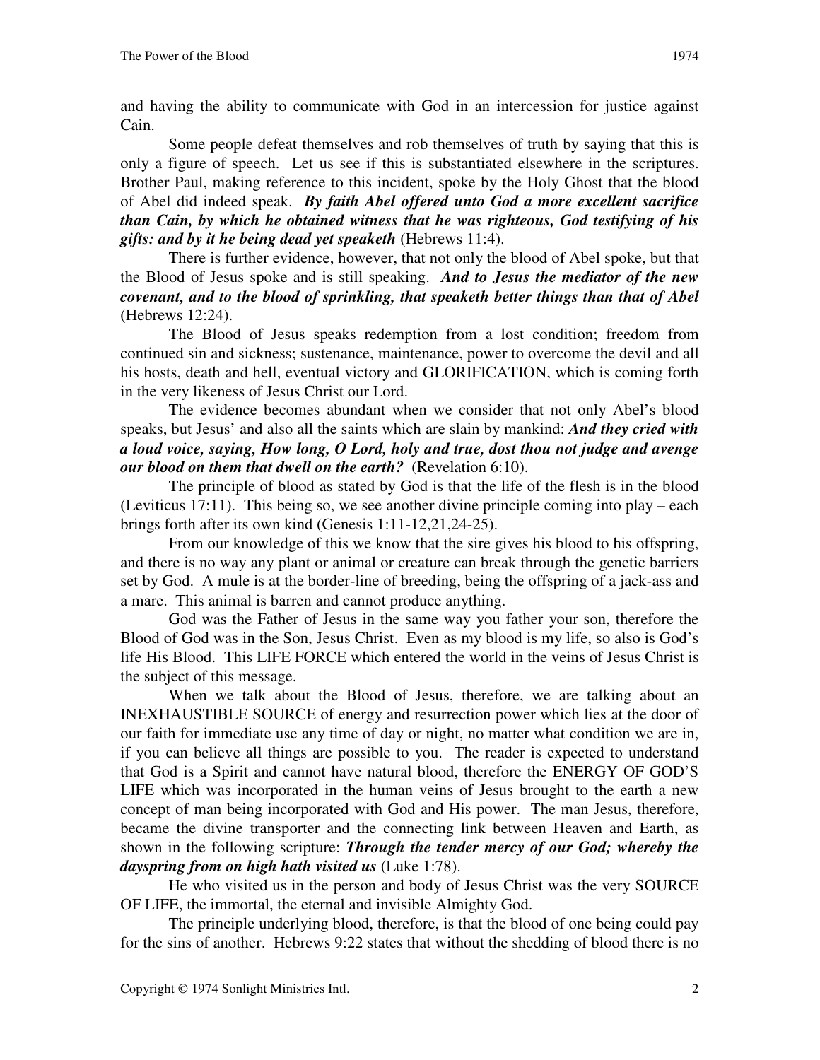and having the ability to communicate with God in an intercession for justice against Cain.

Some people defeat themselves and rob themselves of truth by saying that this is only a figure of speech. Let us see if this is substantiated elsewhere in the scriptures. Brother Paul, making reference to this incident, spoke by the Holy Ghost that the blood of Abel did indeed speak. ***By faith Abel offered unto God a more excellent sacrifice than Cain, by which he obtained witness that he was righteous, God testifying of his gifts: and by it he being dead yet speaketh*** (Hebrews 11:4).

There is further evidence, however, that not only the blood of Abel spoke, but that the Blood of Jesus spoke and is still speaking. ***And to Jesus the mediator of the new covenant, and to the blood of sprinkling, that speaketh better things than that of Abel*** (Hebrews 12:24).

The Blood of Jesus speaks redemption from a lost condition; freedom from continued sin and sickness; sustenance, maintenance, power to overcome the devil and all his hosts, death and hell, eventual victory and GLORIFICATION, which is coming forth in the very likeness of Jesus Christ our Lord.

The evidence becomes abundant when we consider that not only Abel's blood speaks, but Jesus' and also all the saints which are slain by mankind: ***And they cried with a loud voice, saying, How long, O Lord, holy and true, dost thou not judge and avenge our blood on them that dwell on the earth?*** (Revelation 6:10).

The principle of blood as stated by God is that the life of the flesh is in the blood (Leviticus 17:11). This being so, we see another divine principle coming into play – each brings forth after its own kind (Genesis 1:11-12,21,24-25).

From our knowledge of this we know that the sire gives his blood to his offspring, and there is no way any plant or animal or creature can break through the genetic barriers set by God. A mule is at the border-line of breeding, being the offspring of a jack-ass and a mare. This animal is barren and cannot produce anything.

God was the Father of Jesus in the same way you father your son, therefore the Blood of God was in the Son, Jesus Christ. Even as my blood is my life, so also is God's life His Blood. This LIFE FORCE which entered the world in the veins of Jesus Christ is the subject of this message.

When we talk about the Blood of Jesus, therefore, we are talking about an INEXHAUSTIBLE SOURCE of energy and resurrection power which lies at the door of our faith for immediate use any time of day or night, no matter what condition we are in, if you can believe all things are possible to you. The reader is expected to understand that God is a Spirit and cannot have natural blood, therefore the ENERGY OF GOD'S LIFE which was incorporated in the human veins of Jesus brought to the earth a new concept of man being incorporated with God and His power. The man Jesus, therefore, became the divine transporter and the connecting link between Heaven and Earth, as shown in the following scripture: ***Through the tender mercy of our God; whereby the dayspring from on high hath visited us*** (Luke 1:78).

He who visited us in the person and body of Jesus Christ was the very SOURCE OF LIFE, the immortal, the eternal and invisible Almighty God.

The principle underlying blood, therefore, is that the blood of one being could pay for the sins of another. Hebrews 9:22 states that without the shedding of blood there is no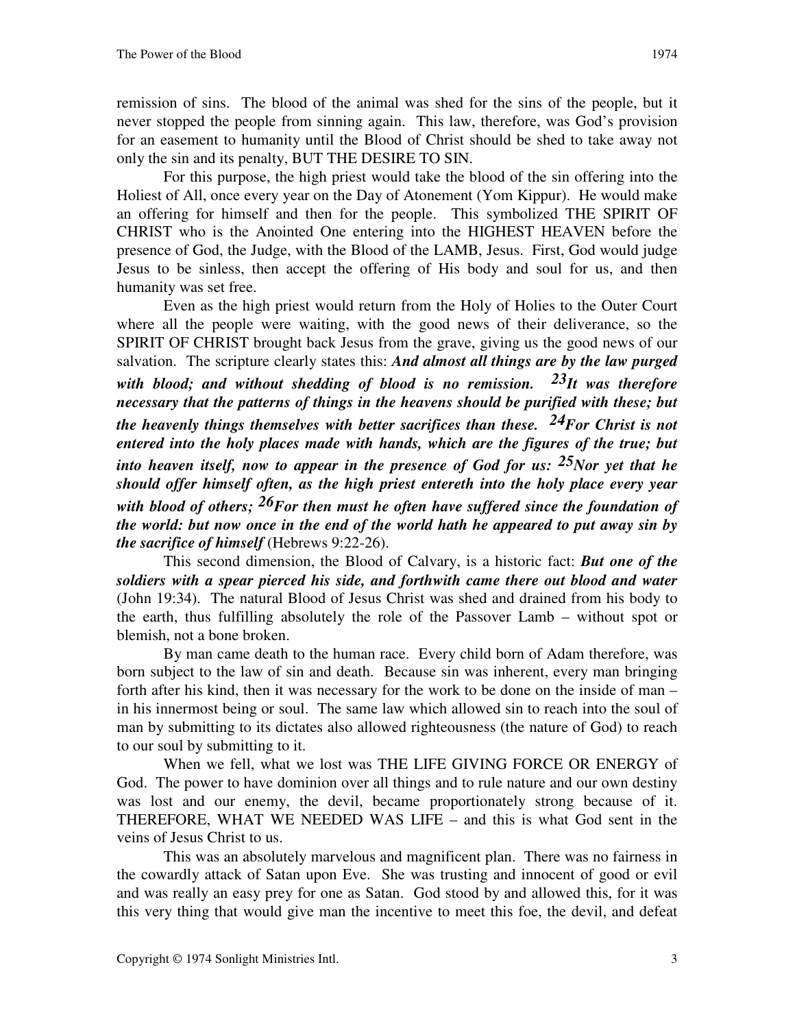remission of sins. The blood of the animal was shed for the sins of the people, but it never stopped the people from sinning again. This law, therefore, was God's provision for an easement to humanity until the Blood of Christ should be shed to take away not only the sin and its penalty, BUT THE DESIRE TO SIN.

For this purpose, the high priest would take the blood of the sin offering into the Holiest of All, once every year on the Day of Atonement (Yom Kippur). He would make an offering for himself and then for the people. This symbolized THE SPIRIT OF CHRIST who is the Anointed One entering into the HIGHEST HEAVEN before the presence of God, the Judge, with the Blood of the LAMB, Jesus. First, God would judge Jesus to be sinless, then accept the offering of His body and soul for us, and then humanity was set free.

Even as the high priest would return from the Holy of Holies to the Outer Court where all the people were waiting, with the good news of their deliverance, so the SPIRIT OF CHRIST brought back Jesus from the grave, giving us the good news of our salvation. The scripture clearly states this: ***And almost all things are by the law purged with blood; and without shedding of blood is no remission. 23It was therefore necessary that the patterns of things in the heavens should be purified with these; but the heavenly things themselves with better sacrifices than these. 24For Christ is not entered into the holy places made with hands, which are the figures of the true; but into heaven itself, now to appear in the presence of God for us: 25Nor yet that he should offer himself often, as the high priest entereth into the holy place every year with blood of others; 26For then must he often have suffered since the foundation of the world: but now once in the end of the world hath he appeared to put away sin by the sacrifice of himself*** (Hebrews 9:22-26).

This second dimension, the Blood of Calvary, is a historic fact: ***But one of the soldiers with a spear pierced his side, and forthwith came there out blood and water*** (John 19:34). The natural Blood of Jesus Christ was shed and drained from his body to the earth, thus fulfilling absolutely the role of the Passover Lamb – without spot or blemish, not a bone broken.

By man came death to the human race. Every child born of Adam therefore, was born subject to the law of sin and death. Because sin was inherent, every man bringing forth after his kind, then it was necessary for the work to be done on the inside of man – in his innermost being or soul. The same law which allowed sin to reach into the soul of man by submitting to its dictates also allowed righteousness (the nature of God) to reach to our soul by submitting to it.

When we fell, what we lost was THE LIFE GIVING FORCE OR ENERGY of God. The power to have dominion over all things and to rule nature and our own destiny was lost and our enemy, the devil, became proportionately strong because of it. THEREFORE, WHAT WE NEEDED WAS LIFE – and this is what God sent in the veins of Jesus Christ to us.

This was an absolutely marvelous and magnificent plan. There was no fairness in the cowardly attack of Satan upon Eve. She was trusting and innocent of good or evil and was really an easy prey for one as Satan. God stood by and allowed this, for it was this very thing that would give man the incentive to meet this foe, the devil, and defeat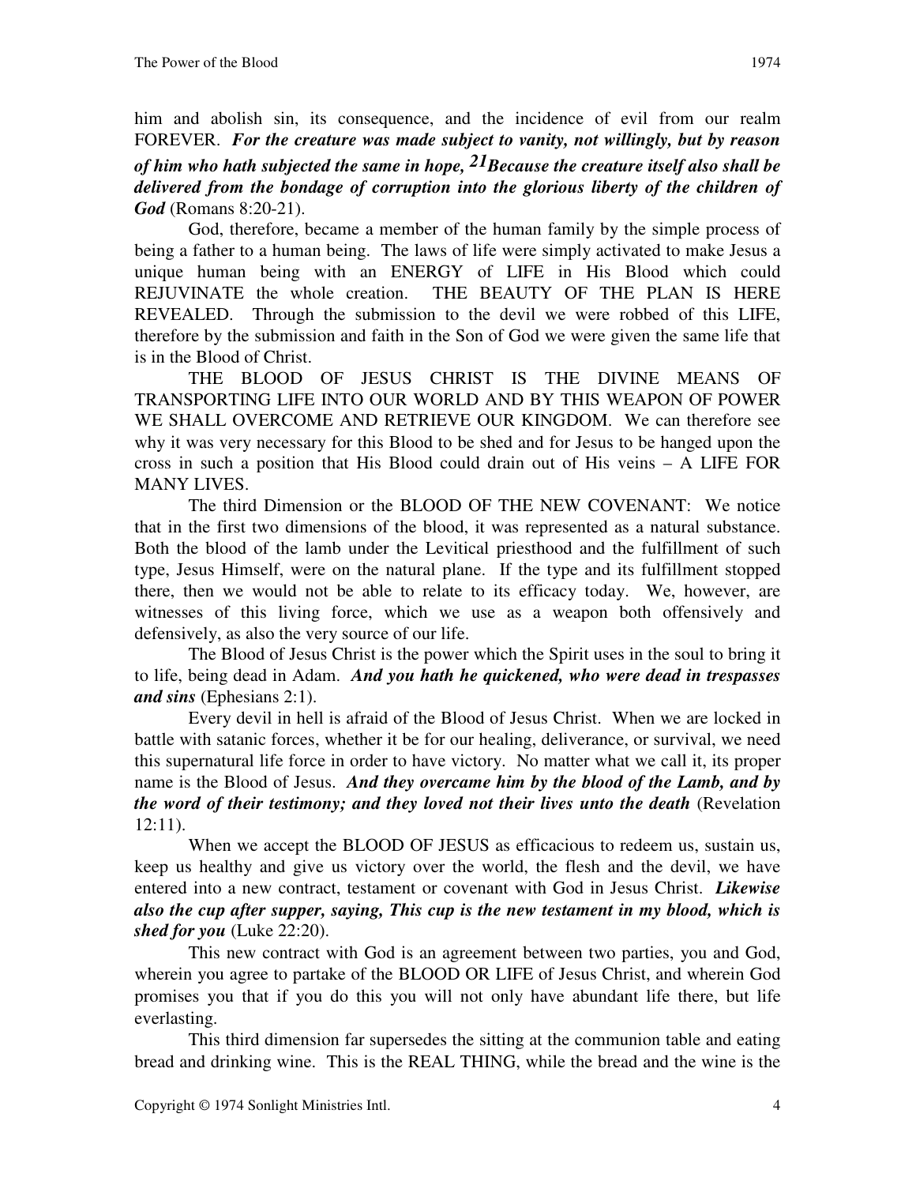him and abolish sin, its consequence, and the incidence of evil from our realm FOREVER. ***For the creature was made subject to vanity, not willingly, but by reason of him who hath subjected the same in hope, 21Because the creature itself also shall be delivered from the bondage of corruption into the glorious liberty of the children of God*** (Romans 8:20-21).

God, therefore, became a member of the human family by the simple process of being a father to a human being. The laws of life were simply activated to make Jesus a unique human being with an ENERGY of LIFE in His Blood which could REJUVINATE the whole creation. THE BEAUTY OF THE PLAN IS HERE REVEALED. Through the submission to the devil we were robbed of this LIFE, therefore by the submission and faith in the Son of God we were given the same life that is in the Blood of Christ.

THE BLOOD OF JESUS CHRIST IS THE DIVINE MEANS OF TRANSPORTING LIFE INTO OUR WORLD AND BY THIS WEAPON OF POWER WE SHALL OVERCOME AND RETRIEVE OUR KINGDOM. We can therefore see why it was very necessary for this Blood to be shed and for Jesus to be hanged upon the cross in such a position that His Blood could drain out of His veins – A LIFE FOR MANY LIVES.

The third Dimension or the BLOOD OF THE NEW COVENANT: We notice that in the first two dimensions of the blood, it was represented as a natural substance. Both the blood of the lamb under the Levitical priesthood and the fulfillment of such type, Jesus Himself, were on the natural plane. If the type and its fulfillment stopped there, then we would not be able to relate to its efficacy today. We, however, are witnesses of this living force, which we use as a weapon both offensively and defensively, as also the very source of our life.

The Blood of Jesus Christ is the power which the Spirit uses in the soul to bring it to life, being dead in Adam. ***And you hath he quickened, who were dead in trespasses and sins*** (Ephesians 2:1).

Every devil in hell is afraid of the Blood of Jesus Christ. When we are locked in battle with satanic forces, whether it be for our healing, deliverance, or survival, we need this supernatural life force in order to have victory. No matter what we call it, its proper name is the Blood of Jesus. ***And they overcame him by the blood of the Lamb, and by the word of their testimony; and they loved not their lives unto the death*** (Revelation 12:11).

When we accept the BLOOD OF JESUS as efficacious to redeem us, sustain us, keep us healthy and give us victory over the world, the flesh and the devil, we have entered into a new contract, testament or covenant with God in Jesus Christ. ***Likewise also the cup after supper, saying, This cup is the new testament in my blood, which is shed for you*** (Luke 22:20).

This new contract with God is an agreement between two parties, you and God, wherein you agree to partake of the BLOOD OR LIFE of Jesus Christ, and wherein God promises you that if you do this you will not only have abundant life there, but life everlasting.

This third dimension far supersedes the sitting at the communion table and eating bread and drinking wine. This is the REAL THING, while the bread and the wine is the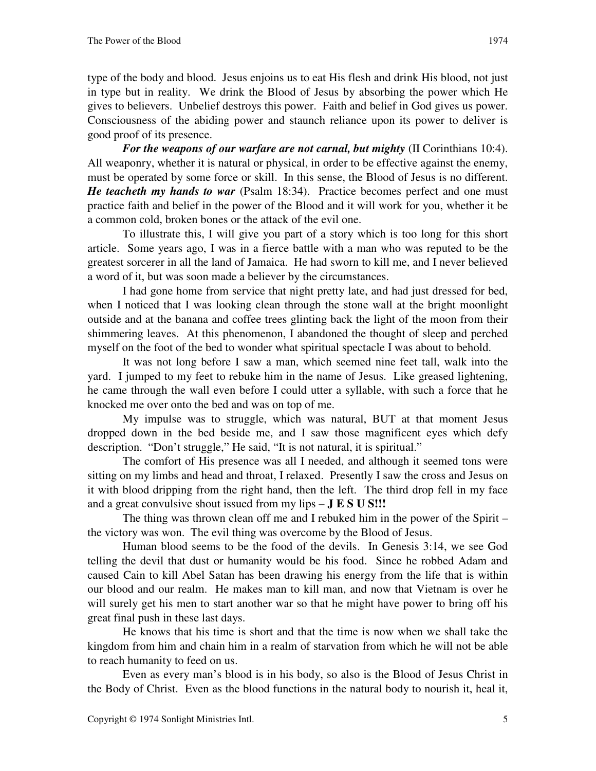type of the body and blood. Jesus enjoins us to eat His flesh and drink His blood, not just in type but in reality. We drink the Blood of Jesus by absorbing the power which He gives to believers. Unbelief destroys this power. Faith and belief in God gives us power. Consciousness of the abiding power and staunch reliance upon its power to deliver is good proof of its presence.

***For the weapons of our warfare are not carnal, but mighty*** (II Corinthians 10:4). All weaponry, whether it is natural or physical, in order to be effective against the enemy, must be operated by some force or skill. In this sense, the Blood of Jesus is no different. ***He teacheth my hands to war*** (Psalm 18:34). Practice becomes perfect and one must practice faith and belief in the power of the Blood and it will work for you, whether it be a common cold, broken bones or the attack of the evil one.

To illustrate this, I will give you part of a story which is too long for this short article. Some years ago, I was in a fierce battle with a man who was reputed to be the greatest sorcerer in all the land of Jamaica. He had sworn to kill me, and I never believed a word of it, but was soon made a believer by the circumstances.

I had gone home from service that night pretty late, and had just dressed for bed, when I noticed that I was looking clean through the stone wall at the bright moonlight outside and at the banana and coffee trees glinting back the light of the moon from their shimmering leaves. At this phenomenon, I abandoned the thought of sleep and perched myself on the foot of the bed to wonder what spiritual spectacle I was about to behold.

It was not long before I saw a man, which seemed nine feet tall, walk into the yard. I jumped to my feet to rebuke him in the name of Jesus. Like greased lightening, he came through the wall even before I could utter a syllable, with such a force that he knocked me over onto the bed and was on top of me.

My impulse was to struggle, which was natural, BUT at that moment Jesus dropped down in the bed beside me, and I saw those magnificent eyes which defy description. "Don't struggle," He said, "It is not natural, it is spiritual."

The comfort of His presence was all I needed, and although it seemed tons were sitting on my limbs and head and throat, I relaxed. Presently I saw the cross and Jesus on it with blood dripping from the right hand, then the left. The third drop fell in my face and a great convulsive shout issued from my lips – **J E S U S!!!**

The thing was thrown clean off me and I rebuked him in the power of the Spirit – the victory was won. The evil thing was overcome by the Blood of Jesus.

Human blood seems to be the food of the devils. In Genesis 3:14, we see God telling the devil that dust or humanity would be his food. Since he robbed Adam and caused Cain to kill Abel Satan has been drawing his energy from the life that is within our blood and our realm. He makes man to kill man, and now that Vietnam is over he will surely get his men to start another war so that he might have power to bring off his great final push in these last days.

He knows that his time is short and that the time is now when we shall take the kingdom from him and chain him in a realm of starvation from which he will not be able to reach humanity to feed on us.

Even as every man's blood is in his body, so also is the Blood of Jesus Christ in the Body of Christ. Even as the blood functions in the natural body to nourish it, heal it,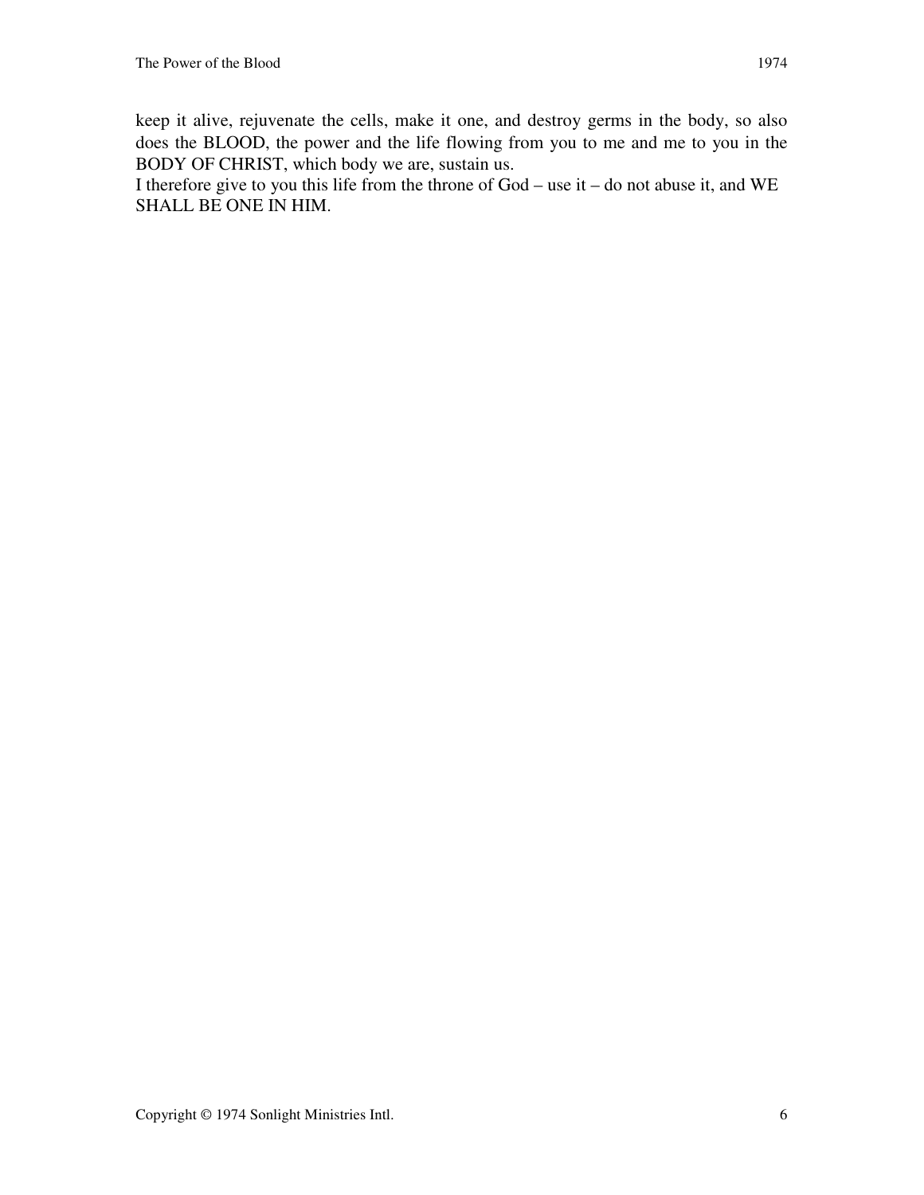keep it alive, rejuvenate the cells, make it one, and destroy germs in the body, so also does the BLOOD, the power and the life flowing from you to me and me to you in the BODY OF CHRIST, which body we are, sustain us.

I therefore give to you this life from the throne of God – use it – do not abuse it, and WE SHALL BE ONE IN HIM.